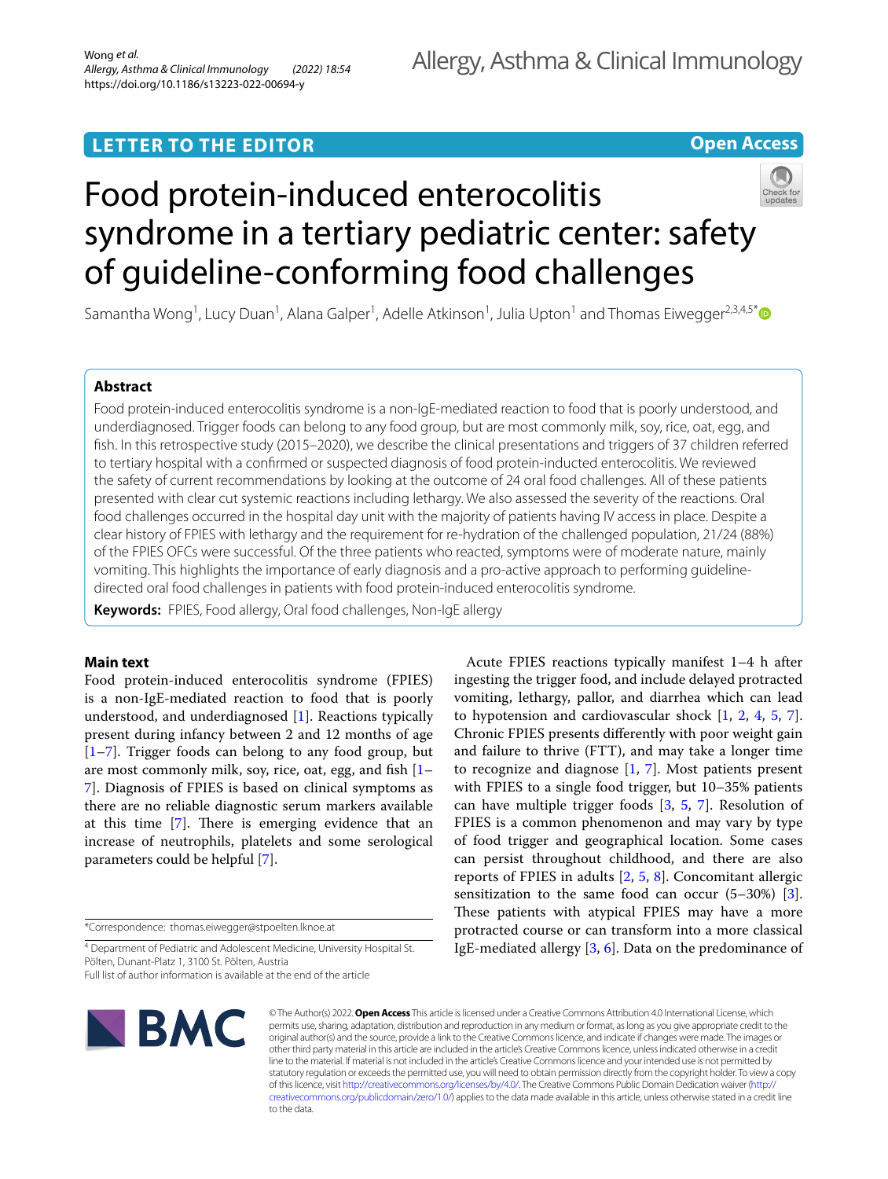LETTER TO THE EDITOR

Open Access

# Food protein-induced enterocolitis syndrome in a tertiary pediatric center: safety of guideline-conforming food challenges

Samantha Wong[1], Lucy Duan[1], Alana Galper[1], Adelle Atkinson[1], Julia Upton[1] and Thomas Eiwegger[2,3,4,5*]

## Abstract

Food protein-induced enterocolitis syndrome is a non-IgE-mediated reaction to food that is poorly understood, and underdiagnosed. Trigger foods can belong to any food group, but are most commonly milk, soy, rice, oat, egg, and fish. In this retrospective study (2015–2020), we describe the clinical presentations and triggers of 37 children referred to tertiary hospital with a confirmed or suspected diagnosis of food protein-inducted enterocolitis. We reviewed the safety of current recommendations by looking at the outcome of 24 oral food challenges. All of these patients presented with clear cut systemic reactions including lethargy. We also assessed the severity of the reactions. Oral food challenges occurred in the hospital day unit with the majority of patients having IV access in place. Despite a clear history of FPIES with lethargy and the requirement for re-hydration of the challenged population, 21/24 (88%) of the FPIES OFCs were successful. Of the three patients who reacted, symptoms were of moderate nature, mainly vomiting. This highlights the importance of early diagnosis and a pro-active approach to performing guideline-directed oral food challenges in patients with food protein-induced enterocolitis syndrome.

**Keywords:** FPIES, Food allergy, Oral food challenges, Non-IgE allergy

## Main text

Food protein-induced enterocolitis syndrome (FPIES) is a non-IgE-mediated reaction to food that is poorly understood, and underdiagnosed [1]. Reactions typically present during infancy between 2 and 12 months of age [1–7]. Trigger foods can belong to any food group, but are most commonly milk, soy, rice, oat, egg, and fish [1–7]. Diagnosis of FPIES is based on clinical symptoms as there are no reliable diagnostic serum markers available at this time [7]. There is emerging evidence that an increase of neutrophils, platelets and some serological parameters could be helpful [7].

Acute FPIES reactions typically manifest 1–4 h after ingesting the trigger food, and include delayed protracted vomiting, lethargy, pallor, and diarrhea which can lead to hypotension and cardiovascular shock [1, 2, 4, 5, 7]. Chronic FPIES presents differently with poor weight gain and failure to thrive (FTT), and may take a longer time to recognize and diagnose [1, 7]. Most patients present with FPIES to a single food trigger, but 10–35% patients can have multiple trigger foods [3, 5, 7]. Resolution of FPIES is a common phenomenon and may vary by type of food trigger and geographical location. Some cases can persist throughout childhood, and there are also reports of FPIES in adults [2, 5, 8]. Concomitant allergic sensitization to the same food can occur (5–30%) [3]. These patients with atypical FPIES may have a more protracted course or can transform into a more classical IgE-mediated allergy [3, 6]. Data on the predominance of

*Correspondence: thomas.eiwegger@stpoelten.lknoe.at

[4] Department of Pediatric and Adolescent Medicine, University Hospital St. Pölten, Dunant-Platz 1, 3100 St. Pölten, Austria

Full list of author information is available at the end of the article

© The Author(s) 2022. **Open Access** This article is licensed under a Creative Commons Attribution 4.0 International License, which permits use, sharing, adaptation, distribution and reproduction in any medium or format, as long as you give appropriate credit to the original author(s) and the source, provide a link to the Creative Commons licence, and indicate if changes were made. The images or other third party material in this article are included in the article's Creative Commons licence, unless indicated otherwise in a credit line to the material. If material is not included in the article's Creative Commons licence and your intended use is not permitted by statutory regulation or exceeds the permitted use, you will need to obtain permission directly from the copyright holder. To view a copy of this licence, visit http://creativecommons.org/licenses/by/4.0/. The Creative Commons Public Domain Dedication waiver (http://creativecommons.org/publicdomain/zero/1.0/) applies to the data made available in this article, unless otherwise stated in a credit line to the data.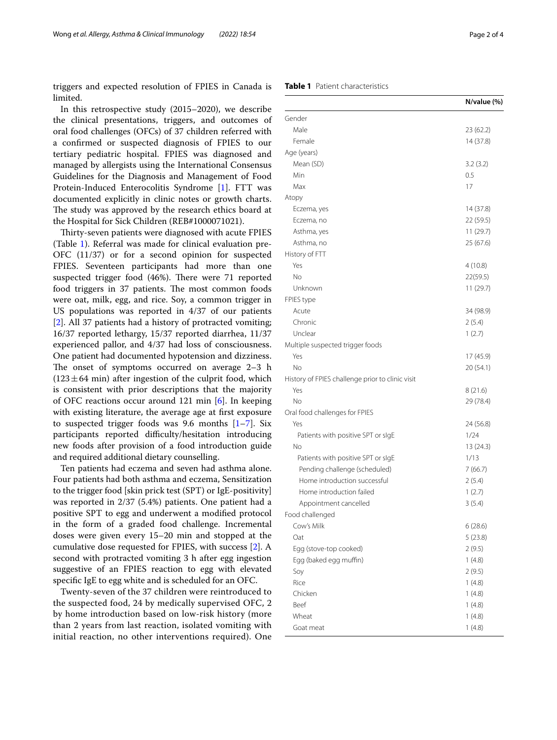triggers and expected resolution of FPIES in Canada is limited.

In this retrospective study (2015–2020), we describe the clinical presentations, triggers, and outcomes of oral food challenges (OFCs) of 37 children referred with a confirmed or suspected diagnosis of FPIES to our tertiary pediatric hospital. FPIES was diagnosed and managed by allergists using the International Consensus Guidelines for the Diagnosis and Management of Food Protein-Induced Enterocolitis Syndrome [1]. FTT was documented explicitly in clinic notes or growth charts. The study was approved by the research ethics board at the Hospital for Sick Children (REB#1000071021).

Thirty-seven patients were diagnosed with acute FPIES (Table 1). Referral was made for clinical evaluation pre-OFC (11/37) or for a second opinion for suspected FPIES. Seventeen participants had more than one suspected trigger food (46%). There were 71 reported food triggers in 37 patients. The most common foods were oat, milk, egg, and rice. Soy, a common trigger in US populations was reported in 4/37 of our patients [2]. All 37 patients had a history of protracted vomiting; 16/37 reported lethargy, 15/37 reported diarrhea, 11/37 experienced pallor, and 4/37 had loss of consciousness. One patient had documented hypotension and dizziness. The onset of symptoms occurred on average 2–3 h ($123 \pm 64$ min) after ingestion of the culprit food, which is consistent with prior descriptions that the majority of OFC reactions occur around 121 min [6]. In keeping with existing literature, the average age at first exposure to suspected trigger foods was 9.6 months [1–7]. Six participants reported difficulty/hesitation introducing new foods after provision of a food introduction guide and required additional dietary counselling.

Ten patients had eczema and seven had asthma alone. Four patients had both asthma and eczema, Sensitization to the trigger food [skin prick test (SPT) or IgE-positivity] was reported in 2/37 (5.4%) patients. One patient had a positive SPT to egg and underwent a modified protocol in the form of a graded food challenge. Incremental doses were given every 15–20 min and stopped at the cumulative dose requested for FPIES, with success [2]. A second with protracted vomiting 3 h after egg ingestion suggestive of an FPIES reaction to egg with elevated specific IgE to egg white and is scheduled for an OFC.

Twenty-seven of the 37 children were reintroduced to the suspected food, 24 by medically supervised OFC, 2 by home introduction based on low-risk history (more than 2 years from last reaction, isolated vomiting with initial reaction, no other interventions required). One

**Table 1** Patient characteristics

| | N/value (%) |
|---|---|
| Gender | |
| Male | 23 (62.2) |
| Female | 14 (37.8) |
| Age (years) | |
| Mean (SD) | 3.2 (3.2) |
| Min | 0.5 |
| Max | 17 |
| Atopy | |
| Eczema, yes | 14 (37.8) |
| Eczema, no | 22 (59.5) |
| Asthma, yes | 11 (29.7) |
| Asthma, no | 25 (67.6) |
| History of FTT | |
| Yes | 4 (10.8) |
| No | 22(59.5) |
| Unknown | 11 (29.7) |
| FPIES type | |
| Acute | 34 (98.9) |
| Chronic | 2 (5.4) |
| Unclear | 1 (2.7) |
| Multiple suspected trigger foods | |
| Yes | 17 (45.9) |
| No | 20 (54.1) |
| History of FPIES challenge prior to clinic visit | |
| Yes | 8 (21.6) |
| No | 29 (78.4) |
| Oral food challenges for FPIES | |
| Yes | 24 (56.8) |
| Patients with positive SPT or sIgE | 1/24 |
| No | 13 (24.3) |
| Patients with positive SPT or sIgE | 1/13 |
| Pending challenge (scheduled) | 7 (66.7) |
| Home introduction successful | 2 (5.4) |
| Home introduction failed | 1 (2.7) |
| Appointment cancelled | 3 (5.4) |
| Food challenged | |
| Cow's Milk | 6 (28.6) |
| Oat | 5 (23.8) |
| Egg (stove-top cooked) | 2 (9.5) |
| Egg (baked egg muffin) | 1 (4.8) |
| Soy | 2 (9.5) |
| Rice | 1 (4.8) |
| Chicken | 1 (4.8) |
| Beef | 1 (4.8) |
| Wheat | 1 (4.8) |
| Goat meat | 1 (4.8) |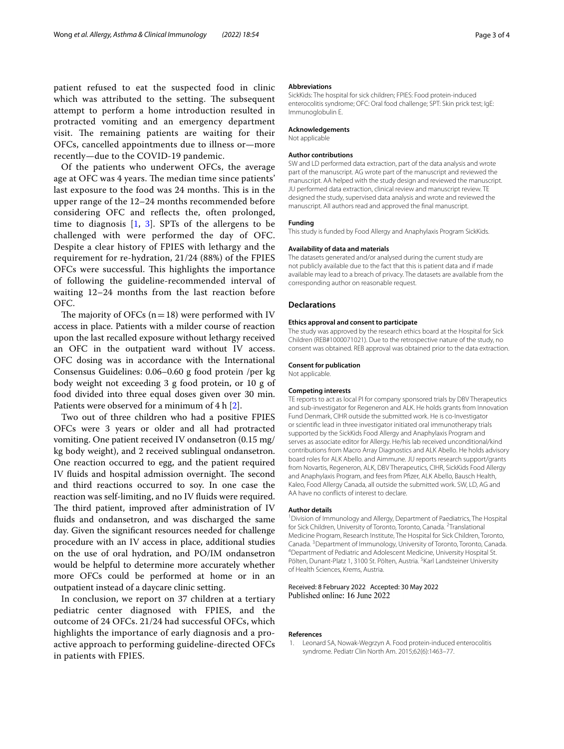patient refused to eat the suspected food in clinic which was attributed to the setting. The subsequent attempt to perform a home introduction resulted in protracted vomiting and an emergency department visit. The remaining patients are waiting for their OFCs, cancelled appointments due to illness or—more recently—due to the COVID-19 pandemic.

Of the patients who underwent OFCs, the average age at OFC was 4 years. The median time since patients' last exposure to the food was 24 months. This is in the upper range of the 12–24 months recommended before considering OFC and reflects the, often prolonged, time to diagnosis [1, 3]. SPTs of the allergens to be challenged with were performed the day of OFC. Despite a clear history of FPIES with lethargy and the requirement for re-hydration, 21/24 (88%) of the FPIES OFCs were successful. This highlights the importance of following the guideline-recommended interval of waiting 12–24 months from the last reaction before OFC.

The majority of OFCs ($n=18$) were performed with IV access in place. Patients with a milder course of reaction upon the last recalled exposure without lethargy received an OFC in the outpatient ward without IV access. OFC dosing was in accordance with the International Consensus Guidelines: 0.06–0.60 g food protein /per kg body weight not exceeding 3 g food protein, or 10 g of food divided into three equal doses given over 30 min. Patients were observed for a minimum of 4 h [2].

Two out of three children who had a positive FPIES OFCs were 3 years or older and all had protracted vomiting. One patient received IV ondansetron (0.15 mg/kg body weight), and 2 received sublingual ondansetron. One reaction occurred to egg, and the patient required IV fluids and hospital admission overnight. The second and third reactions occurred to soy. In one case the reaction was self-limiting, and no IV fluids were required. The third patient, improved after administration of IV fluids and ondansetron, and was discharged the same day. Given the significant resources needed for challenge procedure with an IV access in place, additional studies on the use of oral hydration, and PO/IM ondansetron would be helpful to determine more accurately whether more OFCs could be performed at home or in an outpatient instead of a daycare clinic setting.

In conclusion, we report on 37 children at a tertiary pediatric center diagnosed with FPIES, and the outcome of 24 OFCs. 21/24 had successful OFCs, which highlights the importance of early diagnosis and a proactive approach to performing guideline-directed OFCs in patients with FPIES.

#### Abbreviations

SickKids: The hospital for sick children; FPIES: Food protein-induced enterocolitis syndrome; OFC: Oral food challenge; SPT: Skin prick test; IgE: Immunoglobulin E.

#### Acknowledgements

Not applicable

#### Author contributions

SW and LD performed data extraction, part of the data analysis and wrote part of the manuscript. AG wrote part of the manuscript and reviewed the manuscript. AA helped with the study design and reviewed the manuscript. JU performed data extraction, clinical review and manuscript review. TE designed the study, supervised data analysis and wrote and reviewed the manuscript. All authors read and approved the final manuscript.

#### Funding

This study is funded by Food Allergy and Anaphylaxis Program SickKids.

#### Availability of data and materials

The datasets generated and/or analysed during the current study are not publicly available due to the fact that this is patient data and if made available may lead to a breach of privacy. The datasets are available from the corresponding author on reasonable request.

## Declarations

#### Ethics approval and consent to participate

The study was approved by the research ethics board at the Hospital for Sick Children (REB#1000071021). Due to the retrospective nature of the study, no consent was obtained. REB approval was obtained prior to the data extraction.

#### Consent for publication

Not applicable.

#### Competing interests

TE reports to act as local PI for company sponsored trials by DBV Therapeutics and sub-investigator for Regeneron and ALK. He holds grants from Innovation Fund Denmark, CIHR outside the submitted work. He is co-Investigator or scientific lead in three investigator initiated oral immunotherapy trials supported by the SickKids Food Allergy and Anaphylaxis Program and serves as associate editor for Allergy. He/his lab received unconditional/kind contributions from Macro Array Diagnostics and ALK Abello. He holds advisory board roles for ALK Abello. and Aimmune. JU reports research support/grants from Novartis, Regeneron, ALK, DBV Therapeutics, CIHR, SickKids Food Allergy and Anaphylaxis Program, and fees from Pfizer, ALK Abello, Bausch Health, Kaleo, Food Allergy Canada, all outside the submitted work. SW, LD, AG and AA have no conflicts of interest to declare.

#### Author details

[1] Division of Immunology and Allergy, Department of Paediatrics, The Hospital for Sick Children, University of Toronto, Toronto, Canada. [2] Translational Medicine Program, Research Institute, The Hospital for Sick Children, Toronto, Canada. [3] Department of Immunology, University of Toronto, Toronto, Canada. [4] Department of Pediatric and Adolescent Medicine, University Hospital St. Pölten, Dunant-Platz 1, 3100 St. Pölten, Austria. [5] Karl Landsteiner University of Health Sciences, Krems, Austria.

Received: 8 February 2022 Accepted: 30 May 2022
Published online: 16 June 2022

#### References

1. Leonard SA, Nowak-Wegrzyn A. Food protein-induced enterocolitis syndrome. Pediatr Clin North Am. 2015;62(6):1463–77.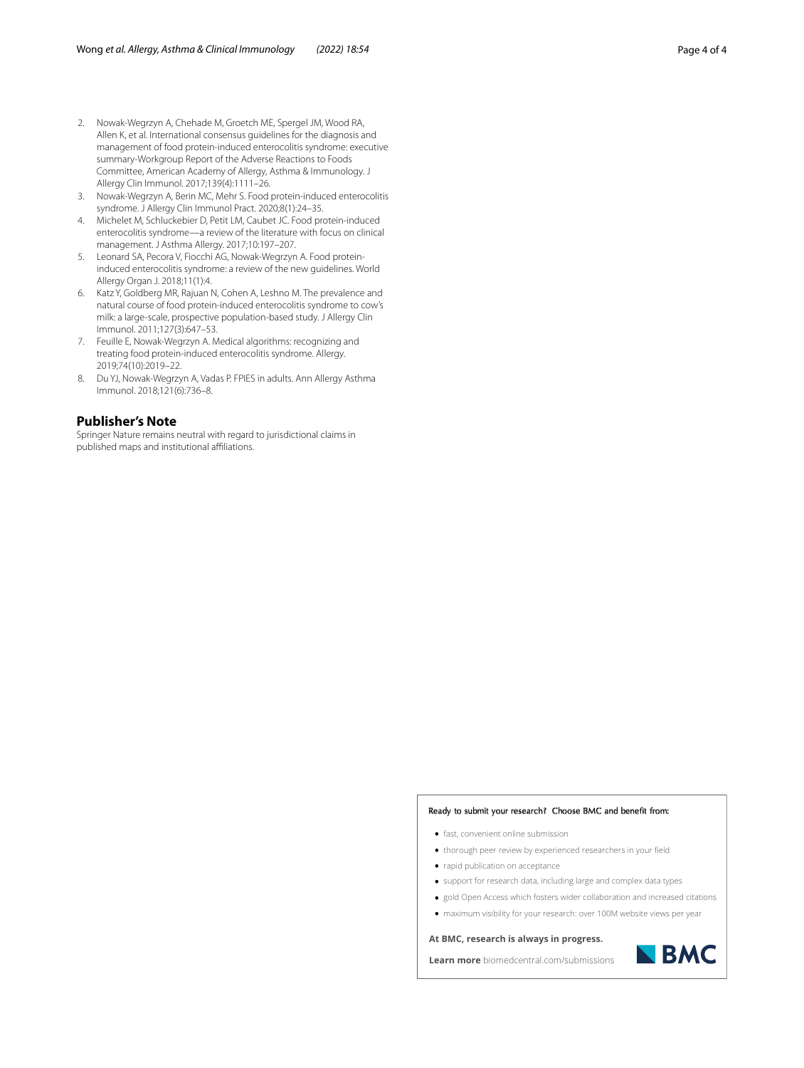2. Nowak-Wegrzyn A, Chehade M, Groetch ME, Spergel JM, Wood RA, Allen K, et al. International consensus guidelines for the diagnosis and management of food protein-induced enterocolitis syndrome: executive summary-Workgroup Report of the Adverse Reactions to Foods Committee, American Academy of Allergy, Asthma & Immunology. J Allergy Clin Immunol. 2017;139(4):1111–26.
3. Nowak-Wegrzyn A, Berin MC, Mehr S. Food protein-induced enterocolitis syndrome. J Allergy Clin Immunol Pract. 2020;8(1):24–35.
4. Michelet M, Schluckebier D, Petit LM, Caubet JC. Food protein-induced enterocolitis syndrome—a review of the literature with focus on clinical management. J Asthma Allergy. 2017;10:197–207.
5. Leonard SA, Pecora V, Fiocchi AG, Nowak-Wegrzyn A. Food protein-induced enterocolitis syndrome: a review of the new guidelines. World Allergy Organ J. 2018;11(1):4.
6. Katz Y, Goldberg MR, Rajuan N, Cohen A, Leshno M. The prevalence and natural course of food protein-induced enterocolitis syndrome to cow's milk: a large-scale, prospective population-based study. J Allergy Clin Immunol. 2011;127(3):647–53.
7. Feuille E, Nowak-Wegrzyn A. Medical algorithms: recognizing and treating food protein-induced enterocolitis syndrome. Allergy. 2019;74(10):2019–22.
8. Du YJ, Nowak-Wegrzyn A, Vadas P. FPIES in adults. Ann Allergy Asthma Immunol. 2018;121(6):736–8.

## Publisher's Note

Springer Nature remains neutral with regard to jurisdictional claims in published maps and institutional affiliations.

Ready to submit your research? Choose BMC and benefit from:

- fast, convenient online submission
- thorough peer review by experienced researchers in your field
- rapid publication on acceptance
- support for research data, including large and complex data types
- gold Open Access which fosters wider collaboration and increased citations
- maximum visibility for your research: over 100M website views per year

**At BMC, research is always in progress.**

**Learn more** biomedcentral.com/submissions

BMC